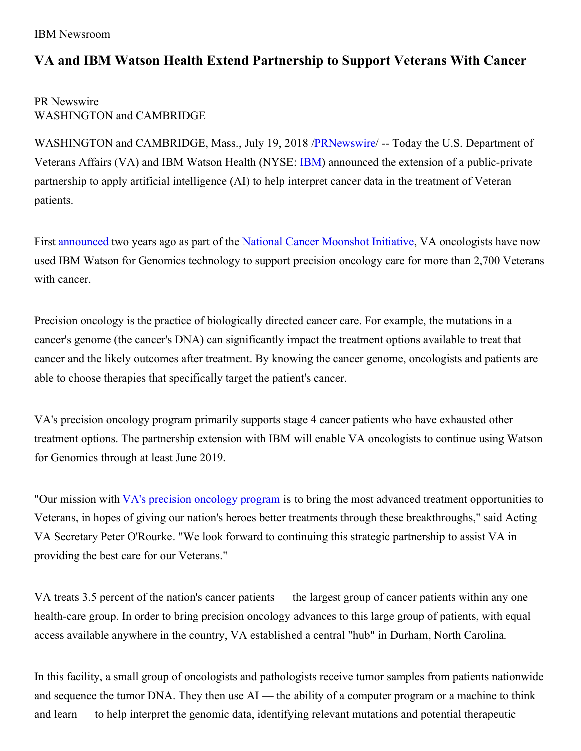IBM Newsroom

# VA and IBM Watson Health Extend Partnership to Support Veterans With Cancer

PR Newswire
WASHINGTON and CAMBRIDGE

WASHINGTON and CAMBRIDGE, Mass., July 19, 2018 /PRNewswire/ -- Today the U.S. Department of Veterans Affairs (VA) and IBM Watson Health (NYSE: IBM) announced the extension of a public-private partnership to apply artificial intelligence (AI) to help interpret cancer data in the treatment of Veteran patients.

First announced two years ago as part of the National Cancer Moonshot Initiative, VA oncologists have now used IBM Watson for Genomics technology to support precision oncology care for more than 2,700 Veterans with cancer.

Precision oncology is the practice of biologically directed cancer care. For example, the mutations in a cancer's genome (the cancer's DNA) can significantly impact the treatment options available to treat that cancer and the likely outcomes after treatment. By knowing the cancer genome, oncologists and patients are able to choose therapies that specifically target the patient's cancer.

VA's precision oncology program primarily supports stage 4 cancer patients who have exhausted other treatment options. The partnership extension with IBM will enable VA oncologists to continue using Watson for Genomics through at least June 2019.

"Our mission with VA's precision oncology program is to bring the most advanced treatment opportunities to Veterans, in hopes of giving our nation's heroes better treatments through these breakthroughs," said Acting VA Secretary Peter O'Rourke. "We look forward to continuing this strategic partnership to assist VA in providing the best care for our Veterans."

VA treats 3.5 percent of the nation's cancer patients — the largest group of cancer patients within any one health-care group. In order to bring precision oncology advances to this large group of patients, with equal access available anywhere in the country, VA established a central "hub" in Durham, North Carolina.

In this facility, a small group of oncologists and pathologists receive tumor samples from patients nationwide and sequence the tumor DNA. They then use AI — the ability of a computer program or a machine to think and learn — to help interpret the genomic data, identifying relevant mutations and potential therapeutic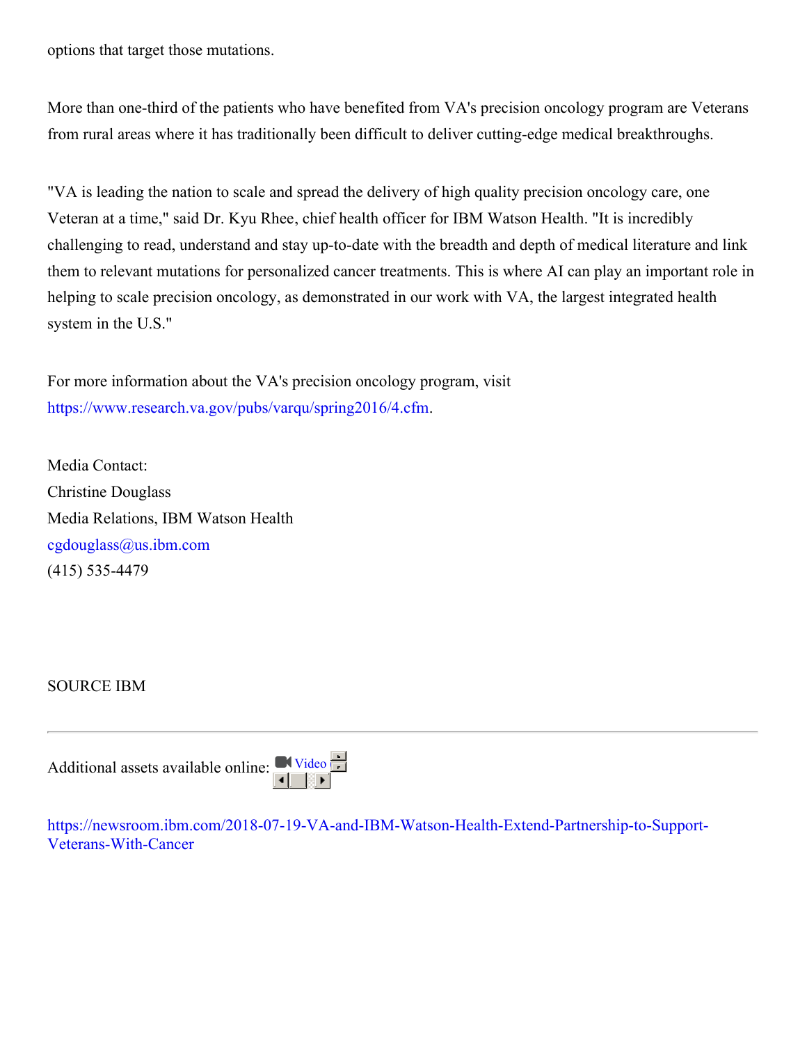options that target those mutations.

More than one-third of the patients who have benefited from VA's precision oncology program are Veterans from rural areas where it has traditionally been difficult to deliver cutting-edge medical breakthroughs.

"VA is leading the nation to scale and spread the delivery of high quality precision oncology care, one Veteran at a time," said Dr. Kyu Rhee, chief health officer for IBM Watson Health. "It is incredibly challenging to read, understand and stay up-to-date with the breadth and depth of medical literature and link them to relevant mutations for personalized cancer treatments. This is where AI can play an important role in helping to scale precision oncology, as demonstrated in our work with VA, the largest integrated health system in the U.S."

For more information about the VA's precision oncology program, visit https://www.research.va.gov/pubs/varqu/spring2016/4.cfm.

Media Contact:
Christine Douglass
Media Relations, IBM Watson Health
cgdouglass@us.ibm.com
(415) 535-4479

SOURCE IBM

---

Additional assets available online: Video

https://newsroom.ibm.com/2018-07-19-VA-and-IBM-Watson-Health-Extend-Partnership-to-Support-Veterans-With-Cancer